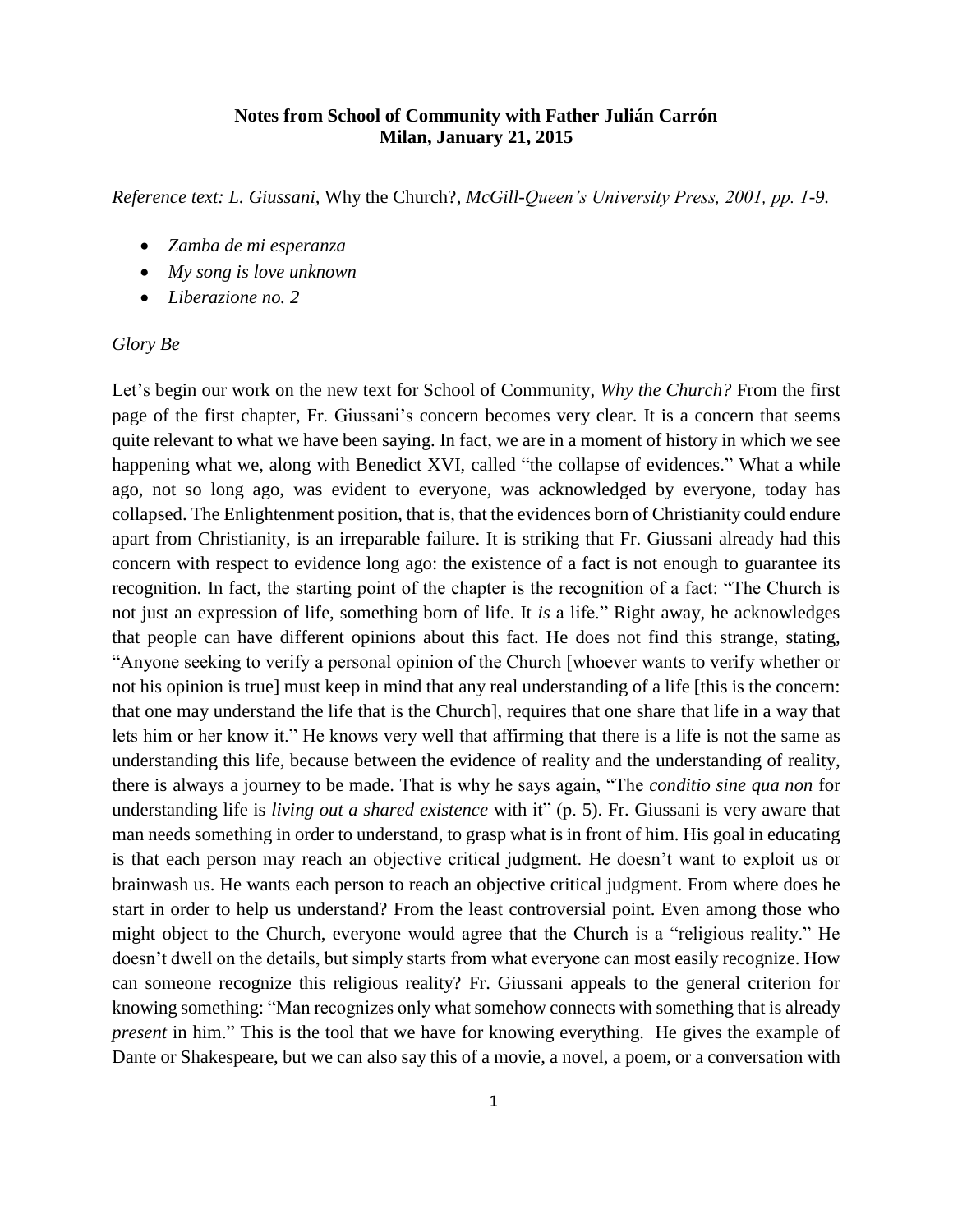**Notes from School of Community with Father Julián Carrón**
**Milan, January 21, 2015**

*Reference text: L. Giussani,* Why the Church?, *McGill-Queen's University Press, 2001, pp. 1-9.*

- *Zamba de mi esperanza*
- *My song is love unknown*
- *Liberazione no. 2*

*Glory Be*

Let's begin our work on the new text for School of Community, *Why the Church?* From the first page of the first chapter, Fr. Giussani's concern becomes very clear. It is a concern that seems quite relevant to what we have been saying. In fact, we are in a moment of history in which we see happening what we, along with Benedict XVI, called "the collapse of evidences." What a while ago, not so long ago, was evident to everyone, was acknowledged by everyone, today has collapsed. The Enlightenment position, that is, that the evidences born of Christianity could endure apart from Christianity, is an irreparable failure. It is striking that Fr. Giussani already had this concern with respect to evidence long ago: the existence of a fact is not enough to guarantee its recognition. In fact, the starting point of the chapter is the recognition of a fact: "The Church is not just an expression of life, something born of life. It *is* a life." Right away, he acknowledges that people can have different opinions about this fact. He does not find this strange, stating, "Anyone seeking to verify a personal opinion of the Church [whoever wants to verify whether or not his opinion is true] must keep in mind that any real understanding of a life [this is the concern: that one may understand the life that is the Church], requires that one share that life in a way that lets him or her know it." He knows very well that affirming that there is a life is not the same as understanding this life, because between the evidence of reality and the understanding of reality, there is always a journey to be made. That is why he says again, "The *conditio sine qua non* for understanding life is *living out a shared existence* with it" (p. 5). Fr. Giussani is very aware that man needs something in order to understand, to grasp what is in front of him. His goal in educating is that each person may reach an objective critical judgment. He doesn't want to exploit us or brainwash us. He wants each person to reach an objective critical judgment. From where does he start in order to help us understand? From the least controversial point. Even among those who might object to the Church, everyone would agree that the Church is a "religious reality." He doesn't dwell on the details, but simply starts from what everyone can most easily recognize. How can someone recognize this religious reality? Fr. Giussani appeals to the general criterion for knowing something: "Man recognizes only what somehow connects with something that is already *present* in him." This is the tool that we have for knowing everything. He gives the example of Dante or Shakespeare, but we can also say this of a movie, a novel, a poem, or a conversation with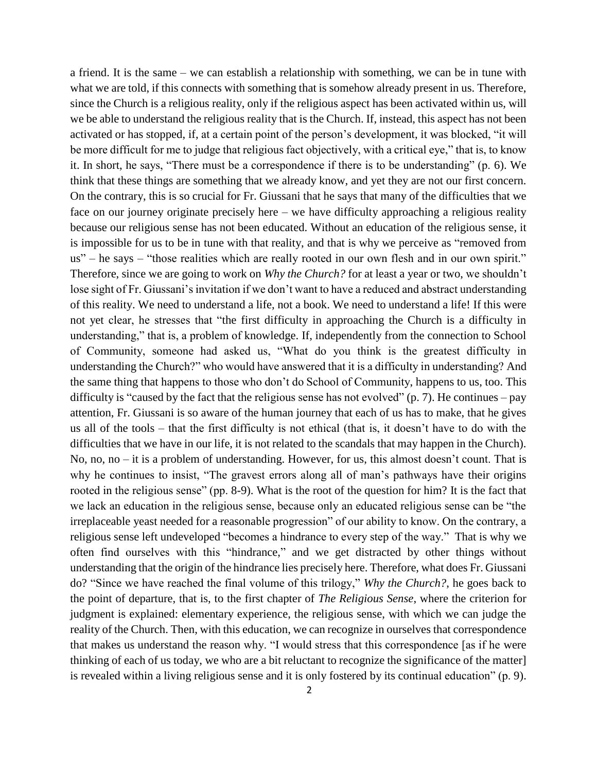a friend. It is the same – we can establish a relationship with something, we can be in tune with what we are told, if this connects with something that is somehow already present in us. Therefore, since the Church is a religious reality, only if the religious aspect has been activated within us, will we be able to understand the religious reality that is the Church. If, instead, this aspect has not been activated or has stopped, if, at a certain point of the person's development, it was blocked, "it will be more difficult for me to judge that religious fact objectively, with a critical eye," that is, to know it. In short, he says, "There must be a correspondence if there is to be understanding" (p. 6). We think that these things are something that we already know, and yet they are not our first concern. On the contrary, this is so crucial for Fr. Giussani that he says that many of the difficulties that we face on our journey originate precisely here – we have difficulty approaching a religious reality because our religious sense has not been educated. Without an education of the religious sense, it is impossible for us to be in tune with that reality, and that is why we perceive as "removed from us" – he says – "those realities which are really rooted in our own flesh and in our own spirit." Therefore, since we are going to work on *Why the Church?* for at least a year or two, we shouldn't lose sight of Fr. Giussani's invitation if we don't want to have a reduced and abstract understanding of this reality. We need to understand a life, not a book. We need to understand a life! If this were not yet clear, he stresses that "the first difficulty in approaching the Church is a difficulty in understanding," that is, a problem of knowledge. If, independently from the connection to School of Community, someone had asked us, "What do you think is the greatest difficulty in understanding the Church?" who would have answered that it is a difficulty in understanding? And the same thing that happens to those who don't do School of Community, happens to us, too. This difficulty is "caused by the fact that the religious sense has not evolved" (p. 7). He continues – pay attention, Fr. Giussani is so aware of the human journey that each of us has to make, that he gives us all of the tools – that the first difficulty is not ethical (that is, it doesn't have to do with the difficulties that we have in our life, it is not related to the scandals that may happen in the Church). No, no, no – it is a problem of understanding. However, for us, this almost doesn't count. That is why he continues to insist, "The gravest errors along all of man's pathways have their origins rooted in the religious sense" (pp. 8-9). What is the root of the question for him? It is the fact that we lack an education in the religious sense, because only an educated religious sense can be "the irreplaceable yeast needed for a reasonable progression" of our ability to know. On the contrary, a religious sense left undeveloped "becomes a hindrance to every step of the way." That is why we often find ourselves with this "hindrance," and we get distracted by other things without understanding that the origin of the hindrance lies precisely here. Therefore, what does Fr. Giussani do? "Since we have reached the final volume of this trilogy," *Why the Church?*, he goes back to the point of departure, that is, to the first chapter of *The Religious Sense*, where the criterion for judgment is explained: elementary experience, the religious sense, with which we can judge the reality of the Church. Then, with this education, we can recognize in ourselves that correspondence that makes us understand the reason why. "I would stress that this correspondence [as if he were thinking of each of us today, we who are a bit reluctant to recognize the significance of the matter] is revealed within a living religious sense and it is only fostered by its continual education" (p. 9).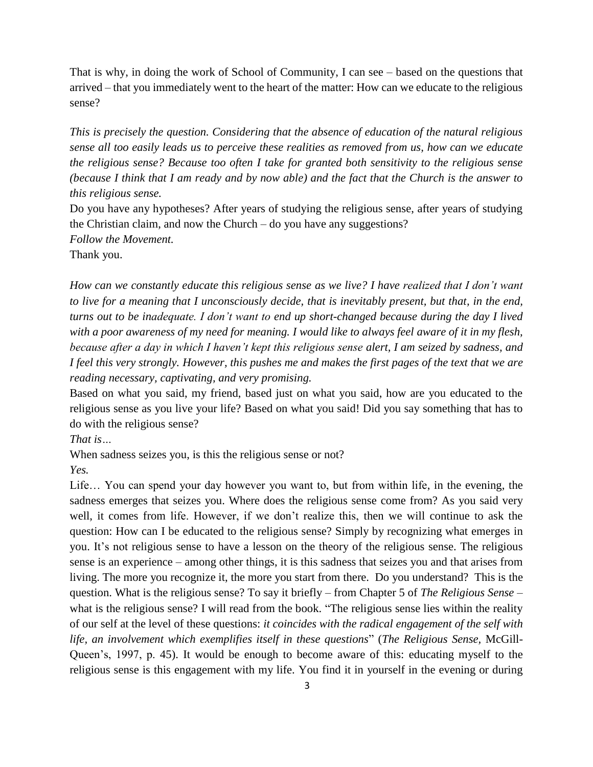That is why, in doing the work of School of Community, I can see – based on the questions that arrived – that you immediately went to the heart of the matter: How can we educate to the religious sense?

*This is precisely the question. Considering that the absence of education of the natural religious sense all too easily leads us to perceive these realities as removed from us, how can we educate the religious sense? Because too often I take for granted both sensitivity to the religious sense (because I think that I am ready and by now able) and the fact that the Church is the answer to this religious sense.*

Do you have any hypotheses? After years of studying the religious sense, after years of studying the Christian claim, and now the Church – do you have any suggestions?

*Follow the Movement.*

Thank you.

*How can we constantly educate this religious sense as we live? I have realized that I don't want to live for a meaning that I unconsciously decide, that is inevitably present, but that, in the end, turns out to be inadequate. I don't want to end up short-changed because during the day I lived with a poor awareness of my need for meaning. I would like to always feel aware of it in my flesh, because after a day in which I haven't kept this religious sense alert, I am seized by sadness, and I feel this very strongly. However, this pushes me and makes the first pages of the text that we are reading necessary, captivating, and very promising.*

Based on what you said, my friend, based just on what you said, how are you educated to the religious sense as you live your life? Based on what you said! Did you say something that has to do with the religious sense?

*That is…*

When sadness seizes you, is this the religious sense or not?

*Yes.*

Life… You can spend your day however you want to, but from within life, in the evening, the sadness emerges that seizes you. Where does the religious sense come from? As you said very well, it comes from life. However, if we don't realize this, then we will continue to ask the question: How can I be educated to the religious sense? Simply by recognizing what emerges in you. It's not religious sense to have a lesson on the theory of the religious sense. The religious sense is an experience – among other things, it is this sadness that seizes you and that arises from living. The more you recognize it, the more you start from there. Do you understand? This is the question. What is the religious sense? To say it briefly – from Chapter 5 of *The Religious Sense* – what is the religious sense? I will read from the book. "The religious sense lies within the reality of our self at the level of these questions: *it coincides with the radical engagement of the self with life, an involvement which exemplifies itself in these questions*" (*The Religious Sense*, McGill-Queen's, 1997, p. 45). It would be enough to become aware of this: educating myself to the religious sense is this engagement with my life. You find it in yourself in the evening or during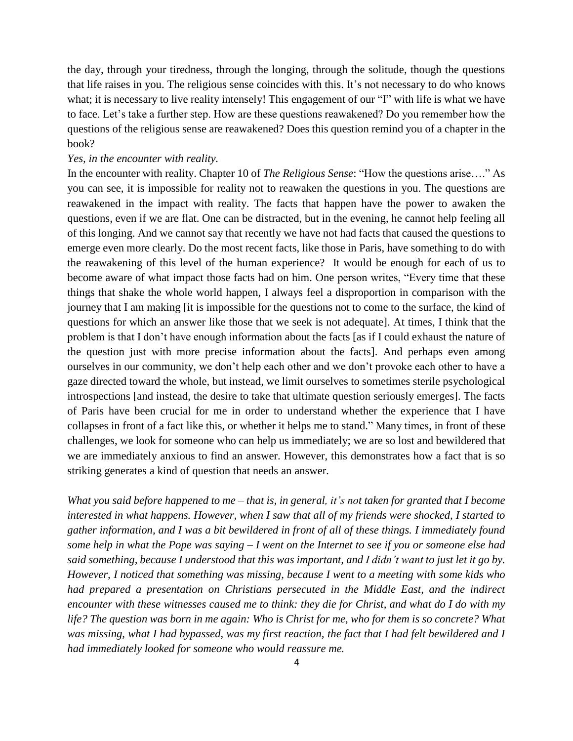the day, through your tiredness, through the longing, through the solitude, though the questions that life raises in you. The religious sense coincides with this. It's not necessary to do who knows what; it is necessary to live reality intensely! This engagement of our "I" with life is what we have to face. Let's take a further step. How are these questions reawakened? Do you remember how the questions of the religious sense are reawakened? Does this question remind you of a chapter in the book?

*Yes, in the encounter with reality.*

In the encounter with reality. Chapter 10 of *The Religious Sense*: "How the questions arise…." As you can see, it is impossible for reality not to reawaken the questions in you. The questions are reawakened in the impact with reality. The facts that happen have the power to awaken the questions, even if we are flat. One can be distracted, but in the evening, he cannot help feeling all of this longing. And we cannot say that recently we have not had facts that caused the questions to emerge even more clearly. Do the most recent facts, like those in Paris, have something to do with the reawakening of this level of the human experience? It would be enough for each of us to become aware of what impact those facts had on him. One person writes, "Every time that these things that shake the whole world happen, I always feel a disproportion in comparison with the journey that I am making [it is impossible for the questions not to come to the surface, the kind of questions for which an answer like those that we seek is not adequate]. At times, I think that the problem is that I don't have enough information about the facts [as if I could exhaust the nature of the question just with more precise information about the facts]. And perhaps even among ourselves in our community, we don't help each other and we don't provoke each other to have a gaze directed toward the whole, but instead, we limit ourselves to sometimes sterile psychological introspections [and instead, the desire to take that ultimate question seriously emerges]. The facts of Paris have been crucial for me in order to understand whether the experience that I have collapses in front of a fact like this, or whether it helps me to stand." Many times, in front of these challenges, we look for someone who can help us immediately; we are so lost and bewildered that we are immediately anxious to find an answer. However, this demonstrates how a fact that is so striking generates a kind of question that needs an answer.

*What you said before happened to me – that is, in general, it's not taken for granted that I become interested in what happens. However, when I saw that all of my friends were shocked, I started to gather information, and I was a bit bewildered in front of all of these things. I immediately found some help in what the Pope was saying – I went on the Internet to see if you or someone else had said something, because I understood that this was important, and I didn't want to just let it go by. However, I noticed that something was missing, because I went to a meeting with some kids who had prepared a presentation on Christians persecuted in the Middle East, and the indirect encounter with these witnesses caused me to think: they die for Christ, and what do I do with my life? The question was born in me again: Who is Christ for me, who for them is so concrete? What was missing, what I had bypassed, was my first reaction, the fact that I had felt bewildered and I had immediately looked for someone who would reassure me.*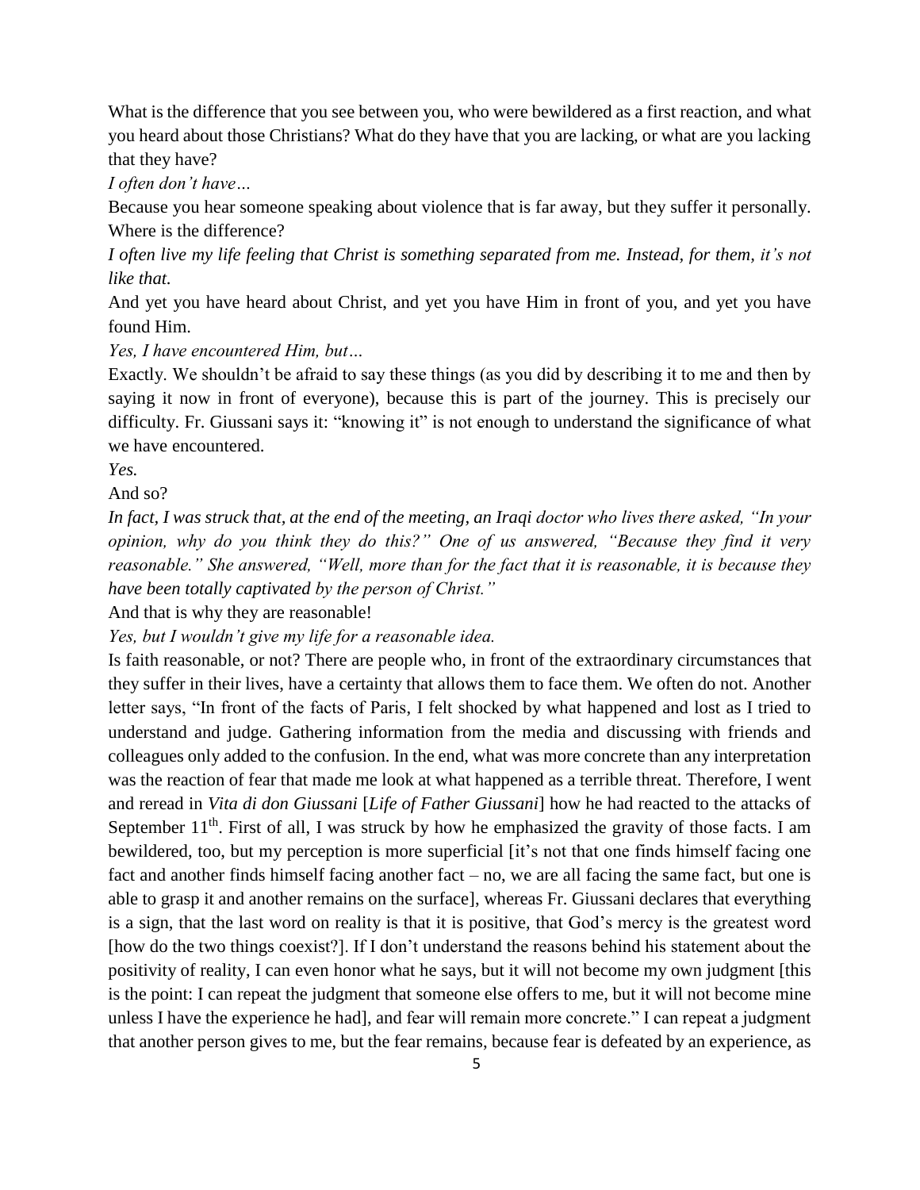What is the difference that you see between you, who were bewildered as a first reaction, and what you heard about those Christians? What do they have that you are lacking, or what are you lacking that they have?

*I often don't have…*

Because you hear someone speaking about violence that is far away, but they suffer it personally. Where is the difference?

*I often live my life feeling that Christ is something separated from me. Instead, for them, it's not like that.*

And yet you have heard about Christ, and yet you have Him in front of you, and yet you have found Him.

*Yes, I have encountered Him, but…*

Exactly. We shouldn't be afraid to say these things (as you did by describing it to me and then by saying it now in front of everyone), because this is part of the journey. This is precisely our difficulty. Fr. Giussani says it: "knowing it" is not enough to understand the significance of what we have encountered.

*Yes.*

And so?

*In fact, I was struck that, at the end of the meeting, an Iraqi doctor who lives there asked, "In your opinion, why do you think they do this?" One of us answered, "Because they find it very reasonable." She answered, "Well, more than for the fact that it is reasonable, it is because they have been totally captivated by the person of Christ."*

And that is why they are reasonable!

*Yes, but I wouldn't give my life for a reasonable idea.*

Is faith reasonable, or not? There are people who, in front of the extraordinary circumstances that they suffer in their lives, have a certainty that allows them to face them. We often do not. Another letter says, "In front of the facts of Paris, I felt shocked by what happened and lost as I tried to understand and judge. Gathering information from the media and discussing with friends and colleagues only added to the confusion. In the end, what was more concrete than any interpretation was the reaction of fear that made me look at what happened as a terrible threat. Therefore, I went and reread in *Vita di don Giussani* [*Life of Father Giussani*] how he had reacted to the attacks of September 11th. First of all, I was struck by how he emphasized the gravity of those facts. I am bewildered, too, but my perception is more superficial [it's not that one finds himself facing one fact and another finds himself facing another fact – no, we are all facing the same fact, but one is able to grasp it and another remains on the surface], whereas Fr. Giussani declares that everything is a sign, that the last word on reality is that it is positive, that God's mercy is the greatest word [how do the two things coexist?]. If I don't understand the reasons behind his statement about the positivity of reality, I can even honor what he says, but it will not become my own judgment [this is the point: I can repeat the judgment that someone else offers to me, but it will not become mine unless I have the experience he had], and fear will remain more concrete." I can repeat a judgment that another person gives to me, but the fear remains, because fear is defeated by an experience, as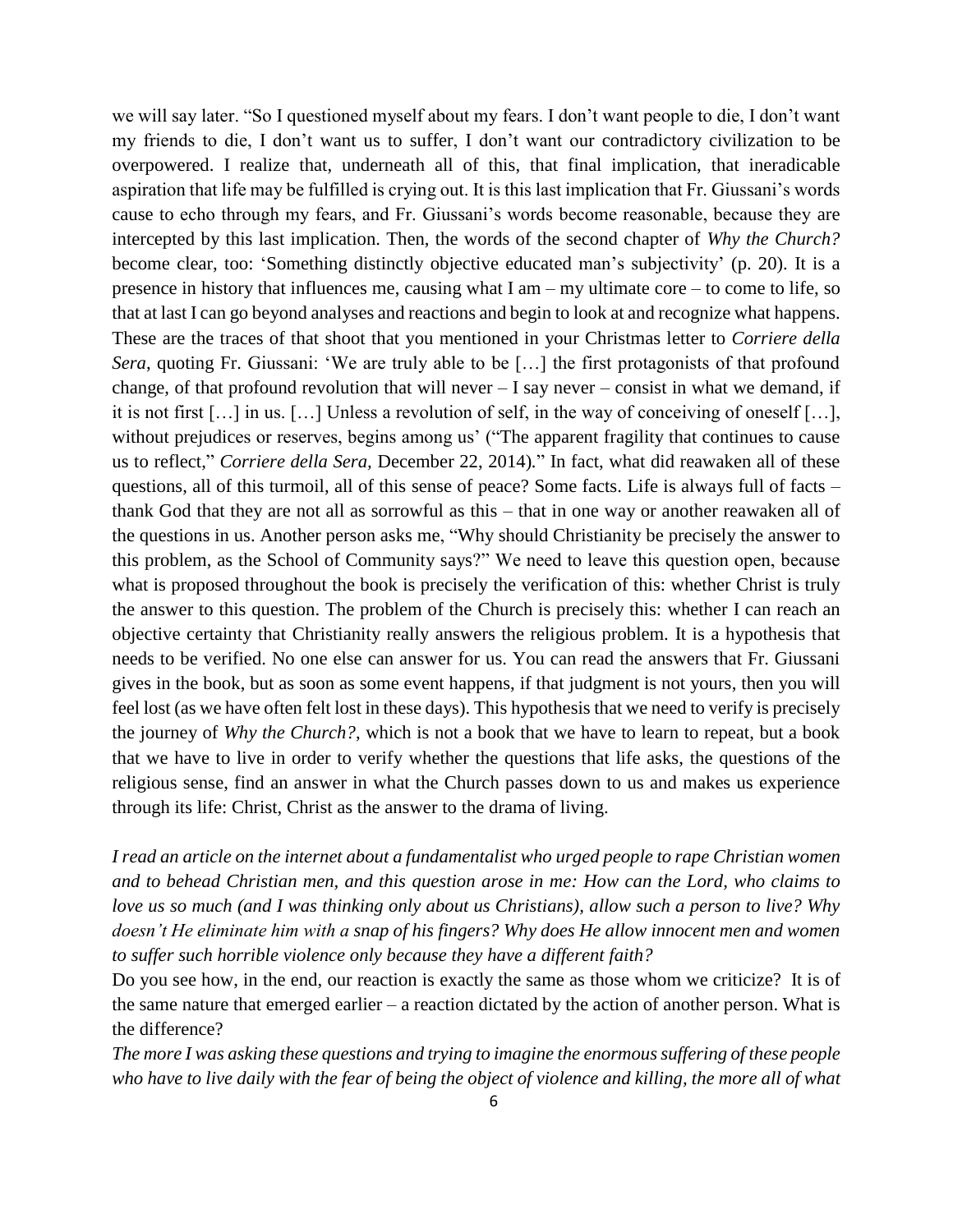we will say later. "So I questioned myself about my fears. I don't want people to die, I don't want my friends to die, I don't want us to suffer, I don't want our contradictory civilization to be overpowered. I realize that, underneath all of this, that final implication, that ineradicable aspiration that life may be fulfilled is crying out. It is this last implication that Fr. Giussani's words cause to echo through my fears, and Fr. Giussani's words become reasonable, because they are intercepted by this last implication. Then, the words of the second chapter of *Why the Church?* become clear, too: 'Something distinctly objective educated man's subjectivity' (p. 20). It is a presence in history that influences me, causing what I am – my ultimate core – to come to life, so that at last I can go beyond analyses and reactions and begin to look at and recognize what happens. These are the traces of that shoot that you mentioned in your Christmas letter to *Corriere della Sera*, quoting Fr. Giussani: 'We are truly able to be […] the first protagonists of that profound change, of that profound revolution that will never – I say never – consist in what we demand, if it is not first […] in us. […] Unless a revolution of self, in the way of conceiving of oneself […], without prejudices or reserves, begins among us' ("The apparent fragility that continues to cause us to reflect," *Corriere della Sera,* December 22, 2014)." In fact, what did reawaken all of these questions, all of this turmoil, all of this sense of peace? Some facts. Life is always full of facts – thank God that they are not all as sorrowful as this – that in one way or another reawaken all of the questions in us. Another person asks me, "Why should Christianity be precisely the answer to this problem, as the School of Community says?" We need to leave this question open, because what is proposed throughout the book is precisely the verification of this: whether Christ is truly the answer to this question. The problem of the Church is precisely this: whether I can reach an objective certainty that Christianity really answers the religious problem. It is a hypothesis that needs to be verified. No one else can answer for us. You can read the answers that Fr. Giussani gives in the book, but as soon as some event happens, if that judgment is not yours, then you will feel lost (as we have often felt lost in these days). This hypothesis that we need to verify is precisely the journey of *Why the Church?*, which is not a book that we have to learn to repeat, but a book that we have to live in order to verify whether the questions that life asks, the questions of the religious sense, find an answer in what the Church passes down to us and makes us experience through its life: Christ, Christ as the answer to the drama of living.

*I read an article on the internet about a fundamentalist who urged people to rape Christian women and to behead Christian men, and this question arose in me: How can the Lord, who claims to love us so much (and I was thinking only about us Christians), allow such a person to live? Why doesn't He eliminate him with a snap of his fingers? Why does He allow innocent men and women to suffer such horrible violence only because they have a different faith?*

Do you see how, in the end, our reaction is exactly the same as those whom we criticize? It is of the same nature that emerged earlier – a reaction dictated by the action of another person. What is the difference?

*The more I was asking these questions and trying to imagine the enormous suffering of these people who have to live daily with the fear of being the object of violence and killing, the more all of what*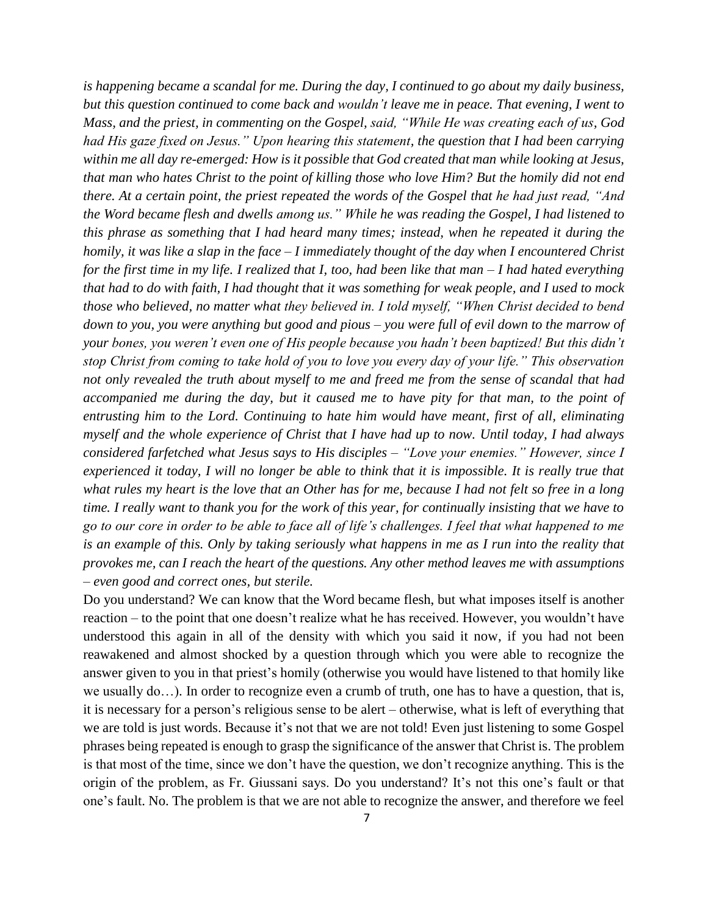*is happening became a scandal for me. During the day, I continued to go about my daily business, but this question continued to come back and wouldn't leave me in peace. That evening, I went to Mass, and the priest, in commenting on the Gospel, said, "While He was creating each of us, God had His gaze fixed on Jesus." Upon hearing this statement, the question that I had been carrying within me all day re-emerged: How is it possible that God created that man while looking at Jesus, that man who hates Christ to the point of killing those who love Him? But the homily did not end there. At a certain point, the priest repeated the words of the Gospel that he had just read, "And the Word became flesh and dwells among us." While he was reading the Gospel, I had listened to this phrase as something that I had heard many times; instead, when he repeated it during the homily, it was like a slap in the face – I immediately thought of the day when I encountered Christ for the first time in my life. I realized that I, too, had been like that man – I had hated everything that had to do with faith, I had thought that it was something for weak people, and I used to mock those who believed, no matter what they believed in. I told myself, "When Christ decided to bend down to you, you were anything but good and pious – you were full of evil down to the marrow of your bones, you weren't even one of His people because you hadn't been baptized! But this didn't stop Christ from coming to take hold of you to love you every day of your life." This observation not only revealed the truth about myself to me and freed me from the sense of scandal that had accompanied me during the day, but it caused me to have pity for that man, to the point of entrusting him to the Lord. Continuing to hate him would have meant, first of all, eliminating myself and the whole experience of Christ that I have had up to now. Until today, I had always considered farfetched what Jesus says to His disciples – "Love your enemies." However, since I experienced it today, I will no longer be able to think that it is impossible. It is really true that what rules my heart is the love that an Other has for me, because I had not felt so free in a long time. I really want to thank you for the work of this year, for continually insisting that we have to go to our core in order to be able to face all of life's challenges. I feel that what happened to me is an example of this. Only by taking seriously what happens in me as I run into the reality that provokes me, can I reach the heart of the questions. Any other method leaves me with assumptions – even good and correct ones, but sterile.*

Do you understand? We can know that the Word became flesh, but what imposes itself is another reaction – to the point that one doesn't realize what he has received. However, you wouldn't have understood this again in all of the density with which you said it now, if you had not been reawakened and almost shocked by a question through which you were able to recognize the answer given to you in that priest's homily (otherwise you would have listened to that homily like we usually do…). In order to recognize even a crumb of truth, one has to have a question, that is, it is necessary for a person's religious sense to be alert – otherwise, what is left of everything that we are told is just words. Because it's not that we are not told! Even just listening to some Gospel phrases being repeated is enough to grasp the significance of the answer that Christ is. The problem is that most of the time, since we don't have the question, we don't recognize anything. This is the origin of the problem, as Fr. Giussani says. Do you understand? It's not this one's fault or that one's fault. No. The problem is that we are not able to recognize the answer, and therefore we feel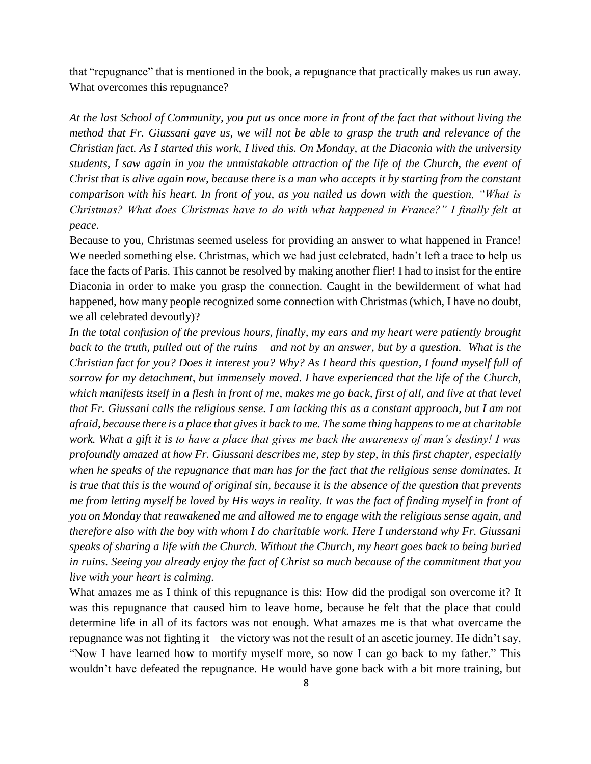that "repugnance" that is mentioned in the book, a repugnance that practically makes us run away. What overcomes this repugnance?

*At the last School of Community, you put us once more in front of the fact that without living the method that Fr. Giussani gave us, we will not be able to grasp the truth and relevance of the Christian fact. As I started this work, I lived this. On Monday, at the Diaconia with the university students, I saw again in you the unmistakable attraction of the life of the Church, the event of Christ that is alive again now, because there is a man who accepts it by starting from the constant comparison with his heart. In front of you, as you nailed us down with the question, "What is Christmas? What does Christmas have to do with what happened in France?" I finally felt at peace.*

Because to you, Christmas seemed useless for providing an answer to what happened in France! We needed something else. Christmas, which we had just celebrated, hadn't left a trace to help us face the facts of Paris. This cannot be resolved by making another flier! I had to insist for the entire Diaconia in order to make you grasp the connection. Caught in the bewilderment of what had happened, how many people recognized some connection with Christmas (which, I have no doubt, we all celebrated devoutly)?

*In the total confusion of the previous hours, finally, my ears and my heart were patiently brought back to the truth, pulled out of the ruins – and not by an answer, but by a question. What is the Christian fact for you? Does it interest you? Why? As I heard this question, I found myself full of sorrow for my detachment, but immensely moved. I have experienced that the life of the Church, which manifests itself in a flesh in front of me, makes me go back, first of all, and live at that level that Fr. Giussani calls the religious sense. I am lacking this as a constant approach, but I am not afraid, because there is a place that gives it back to me. The same thing happens to me at charitable work. What a gift it is to have a place that gives me back the awareness of man's destiny! I was profoundly amazed at how Fr. Giussani describes me, step by step, in this first chapter, especially when he speaks of the repugnance that man has for the fact that the religious sense dominates. It is true that this is the wound of original sin, because it is the absence of the question that prevents me from letting myself be loved by His ways in reality. It was the fact of finding myself in front of you on Monday that reawakened me and allowed me to engage with the religious sense again, and therefore also with the boy with whom I do charitable work. Here I understand why Fr. Giussani speaks of sharing a life with the Church. Without the Church, my heart goes back to being buried in ruins. Seeing you already enjoy the fact of Christ so much because of the commitment that you live with your heart is calming.*

What amazes me as I think of this repugnance is this: How did the prodigal son overcome it? It was this repugnance that caused him to leave home, because he felt that the place that could determine life in all of its factors was not enough. What amazes me is that what overcame the repugnance was not fighting it – the victory was not the result of an ascetic journey. He didn't say, "Now I have learned how to mortify myself more, so now I can go back to my father." This wouldn't have defeated the repugnance. He would have gone back with a bit more training, but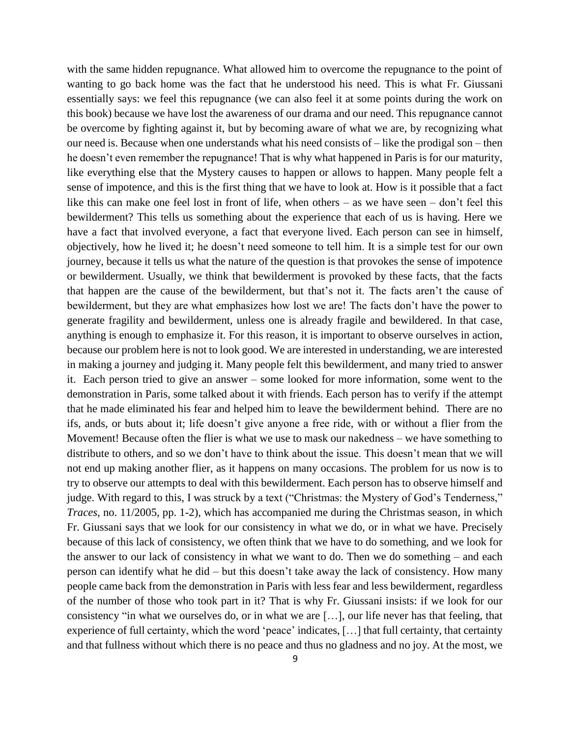with the same hidden repugnance. What allowed him to overcome the repugnance to the point of wanting to go back home was the fact that he understood his need. This is what Fr. Giussani essentially says: we feel this repugnance (we can also feel it at some points during the work on this book) because we have lost the awareness of our drama and our need. This repugnance cannot be overcome by fighting against it, but by becoming aware of what we are, by recognizing what our need is. Because when one understands what his need consists of – like the prodigal son – then he doesn't even remember the repugnance! That is why what happened in Paris is for our maturity, like everything else that the Mystery causes to happen or allows to happen. Many people felt a sense of impotence, and this is the first thing that we have to look at. How is it possible that a fact like this can make one feel lost in front of life, when others – as we have seen – don't feel this bewilderment? This tells us something about the experience that each of us is having. Here we have a fact that involved everyone, a fact that everyone lived. Each person can see in himself, objectively, how he lived it; he doesn't need someone to tell him. It is a simple test for our own journey, because it tells us what the nature of the question is that provokes the sense of impotence or bewilderment. Usually, we think that bewilderment is provoked by these facts, that the facts that happen are the cause of the bewilderment, but that's not it. The facts aren't the cause of bewilderment, but they are what emphasizes how lost we are! The facts don't have the power to generate fragility and bewilderment, unless one is already fragile and bewildered. In that case, anything is enough to emphasize it. For this reason, it is important to observe ourselves in action, because our problem here is not to look good. We are interested in understanding, we are interested in making a journey and judging it. Many people felt this bewilderment, and many tried to answer it. Each person tried to give an answer – some looked for more information, some went to the demonstration in Paris, some talked about it with friends. Each person has to verify if the attempt that he made eliminated his fear and helped him to leave the bewilderment behind. There are no ifs, ands, or buts about it; life doesn't give anyone a free ride, with or without a flier from the Movement! Because often the flier is what we use to mask our nakedness – we have something to distribute to others, and so we don't have to think about the issue. This doesn't mean that we will not end up making another flier, as it happens on many occasions. The problem for us now is to try to observe our attempts to deal with this bewilderment. Each person has to observe himself and judge. With regard to this, I was struck by a text ("Christmas: the Mystery of God's Tenderness," *Traces*, no. 11/2005, pp. 1-2), which has accompanied me during the Christmas season, in which Fr. Giussani says that we look for our consistency in what we do, or in what we have. Precisely because of this lack of consistency, we often think that we have to do something, and we look for the answer to our lack of consistency in what we want to do. Then we do something – and each person can identify what he did – but this doesn't take away the lack of consistency. How many people came back from the demonstration in Paris with less fear and less bewilderment, regardless of the number of those who took part in it? That is why Fr. Giussani insists: if we look for our consistency "in what we ourselves do, or in what we are […], our life never has that feeling, that experience of full certainty, which the word 'peace' indicates, […] that full certainty, that certainty and that fullness without which there is no peace and thus no gladness and no joy. At the most, we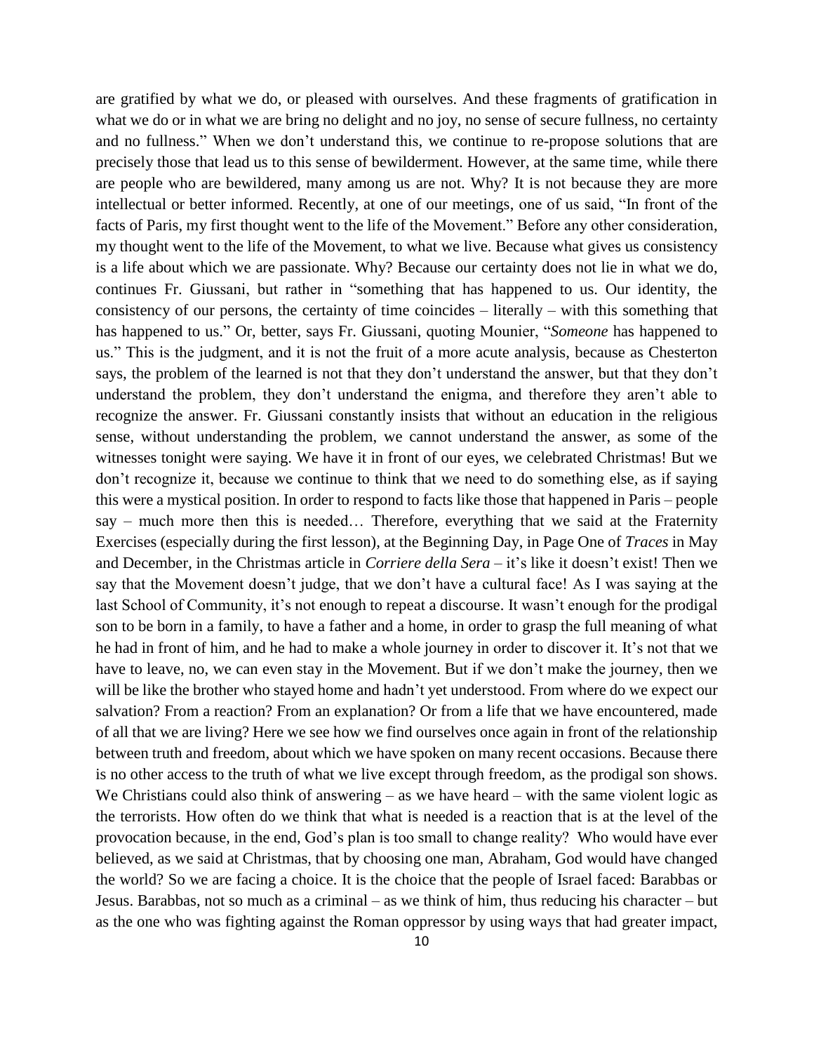are gratified by what we do, or pleased with ourselves. And these fragments of gratification in what we do or in what we are bring no delight and no joy, no sense of secure fullness, no certainty and no fullness." When we don't understand this, we continue to re-propose solutions that are precisely those that lead us to this sense of bewilderment. However, at the same time, while there are people who are bewildered, many among us are not. Why? It is not because they are more intellectual or better informed. Recently, at one of our meetings, one of us said, "In front of the facts of Paris, my first thought went to the life of the Movement." Before any other consideration, my thought went to the life of the Movement, to what we live. Because what gives us consistency is a life about which we are passionate. Why? Because our certainty does not lie in what we do, continues Fr. Giussani, but rather in "something that has happened to us. Our identity, the consistency of our persons, the certainty of time coincides – literally – with this something that has happened to us." Or, better, says Fr. Giussani, quoting Mounier, "*Someone* has happened to us." This is the judgment, and it is not the fruit of a more acute analysis, because as Chesterton says, the problem of the learned is not that they don't understand the answer, but that they don't understand the problem, they don't understand the enigma, and therefore they aren't able to recognize the answer. Fr. Giussani constantly insists that without an education in the religious sense, without understanding the problem, we cannot understand the answer, as some of the witnesses tonight were saying. We have it in front of our eyes, we celebrated Christmas! But we don't recognize it, because we continue to think that we need to do something else, as if saying this were a mystical position. In order to respond to facts like those that happened in Paris – people say – much more then this is needed… Therefore, everything that we said at the Fraternity Exercises (especially during the first lesson), at the Beginning Day, in Page One of *Traces* in May and December, in the Christmas article in *Corriere della Sera* – it's like it doesn't exist! Then we say that the Movement doesn't judge, that we don't have a cultural face! As I was saying at the last School of Community, it's not enough to repeat a discourse. It wasn't enough for the prodigal son to be born in a family, to have a father and a home, in order to grasp the full meaning of what he had in front of him, and he had to make a whole journey in order to discover it. It's not that we have to leave, no, we can even stay in the Movement. But if we don't make the journey, then we will be like the brother who stayed home and hadn't yet understood. From where do we expect our salvation? From a reaction? From an explanation? Or from a life that we have encountered, made of all that we are living? Here we see how we find ourselves once again in front of the relationship between truth and freedom, about which we have spoken on many recent occasions. Because there is no other access to the truth of what we live except through freedom, as the prodigal son shows. We Christians could also think of answering – as we have heard – with the same violent logic as the terrorists. How often do we think that what is needed is a reaction that is at the level of the provocation because, in the end, God's plan is too small to change reality? Who would have ever believed, as we said at Christmas, that by choosing one man, Abraham, God would have changed the world? So we are facing a choice. It is the choice that the people of Israel faced: Barabbas or Jesus. Barabbas, not so much as a criminal – as we think of him, thus reducing his character – but as the one who was fighting against the Roman oppressor by using ways that had greater impact,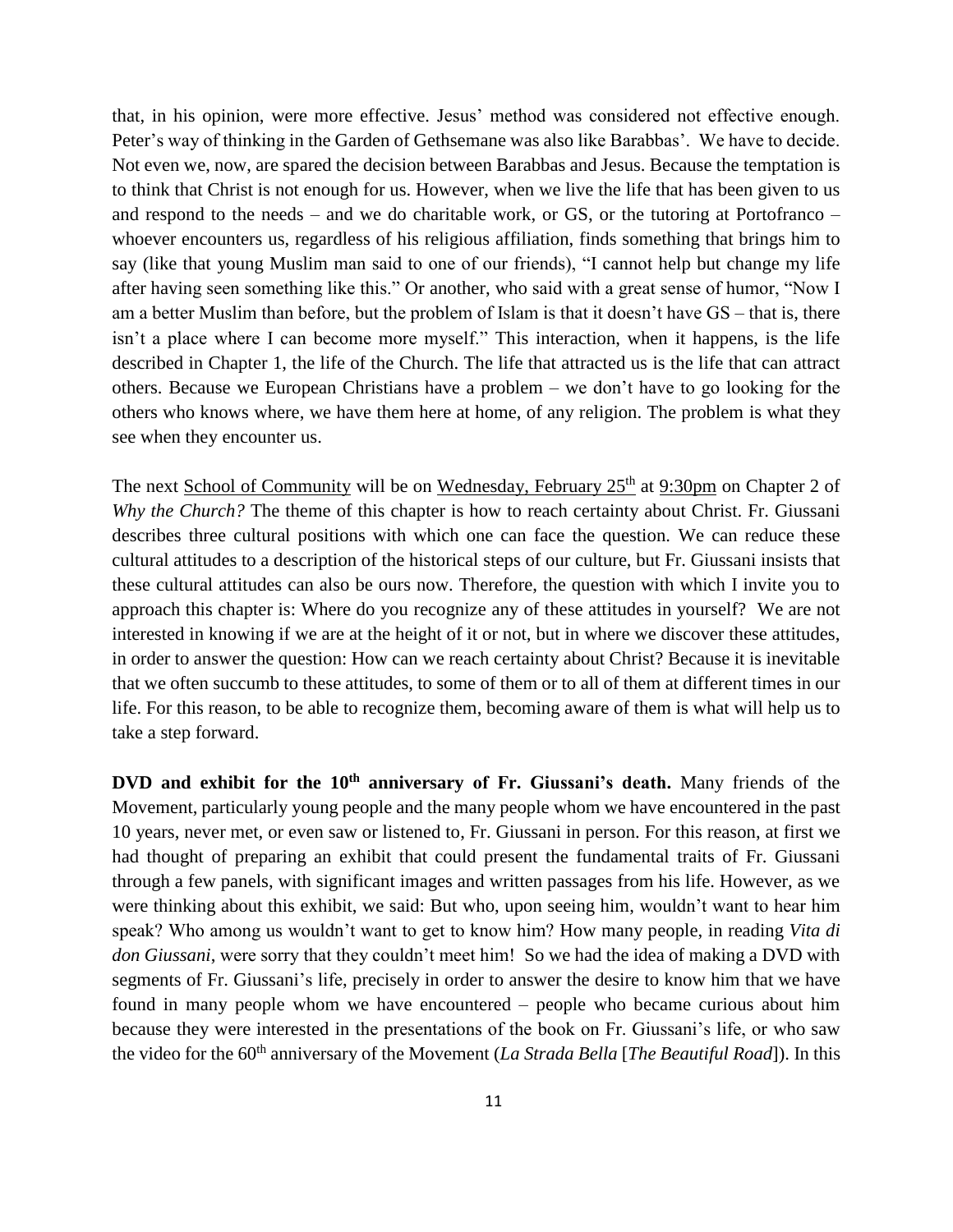that, in his opinion, were more effective. Jesus' method was considered not effective enough. Peter's way of thinking in the Garden of Gethsemane was also like Barabbas'. We have to decide. Not even we, now, are spared the decision between Barabbas and Jesus. Because the temptation is to think that Christ is not enough for us. However, when we live the life that has been given to us and respond to the needs – and we do charitable work, or GS, or the tutoring at Portofranco – whoever encounters us, regardless of his religious affiliation, finds something that brings him to say (like that young Muslim man said to one of our friends), "I cannot help but change my life after having seen something like this." Or another, who said with a great sense of humor, "Now I am a better Muslim than before, but the problem of Islam is that it doesn't have GS – that is, there isn't a place where I can become more myself." This interaction, when it happens, is the life described in Chapter 1, the life of the Church. The life that attracted us is the life that can attract others. Because we European Christians have a problem – we don't have to go looking for the others who knows where, we have them here at home, of any religion. The problem is what they see when they encounter us.

The next <u>School of Community</u> will be on <u>Wednesday, February 25th</u> at <u>9:30pm</u> on Chapter 2 of *Why the Church?* The theme of this chapter is how to reach certainty about Christ. Fr. Giussani describes three cultural positions with which one can face the question. We can reduce these cultural attitudes to a description of the historical steps of our culture, but Fr. Giussani insists that these cultural attitudes can also be ours now. Therefore, the question with which I invite you to approach this chapter is: Where do you recognize any of these attitudes in yourself? We are not interested in knowing if we are at the height of it or not, but in where we discover these attitudes, in order to answer the question: How can we reach certainty about Christ? Because it is inevitable that we often succumb to these attitudes, to some of them or to all of them at different times in our life. For this reason, to be able to recognize them, becoming aware of them is what will help us to take a step forward.

**DVD and exhibit for the 10th anniversary of Fr. Giussani's death.** Many friends of the Movement, particularly young people and the many people whom we have encountered in the past 10 years, never met, or even saw or listened to, Fr. Giussani in person. For this reason, at first we had thought of preparing an exhibit that could present the fundamental traits of Fr. Giussani through a few panels, with significant images and written passages from his life. However, as we were thinking about this exhibit, we said: But who, upon seeing him, wouldn't want to hear him speak? Who among us wouldn't want to get to know him? How many people, in reading *Vita di don Giussani*, were sorry that they couldn't meet him! So we had the idea of making a DVD with segments of Fr. Giussani's life, precisely in order to answer the desire to know him that we have found in many people whom we have encountered – people who became curious about him because they were interested in the presentations of the book on Fr. Giussani's life, or who saw the video for the 60th anniversary of the Movement (*La Strada Bella* [*The Beautiful Road*]). In this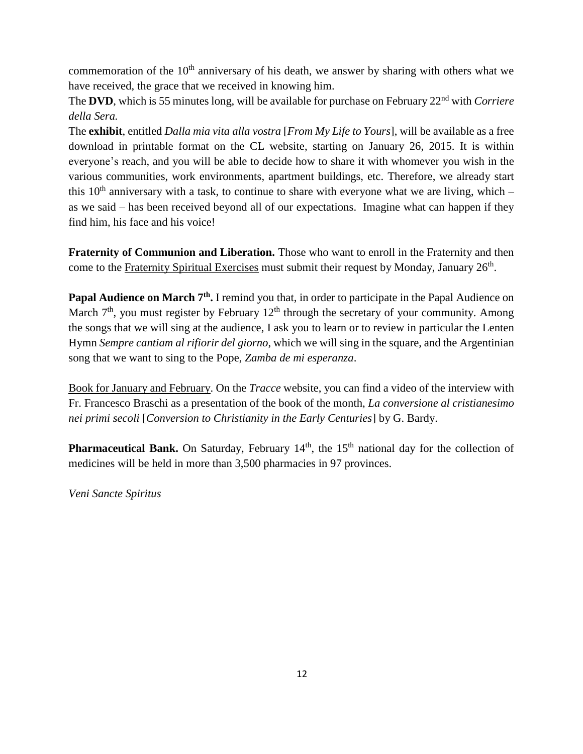commemoration of the 10th anniversary of his death, we answer by sharing with others what we have received, the grace that we received in knowing him.

The **DVD**, which is 55 minutes long, will be available for purchase on February 22nd with *Corriere della Sera.*

The **exhibit**, entitled *Dalla mia vita alla vostra* [*From My Life to Yours*], will be available as a free download in printable format on the CL website, starting on January 26, 2015. It is within everyone's reach, and you will be able to decide how to share it with whomever you wish in the various communities, work environments, apartment buildings, etc. Therefore, we already start this 10th anniversary with a task, to continue to share with everyone what we are living, which – as we said – has been received beyond all of our expectations. Imagine what can happen if they find him, his face and his voice!

**Fraternity of Communion and Liberation.** Those who want to enroll in the Fraternity and then come to the Fraternity Spiritual Exercises must submit their request by Monday, January 26th.

**Papal Audience on March 7th.** I remind you that, in order to participate in the Papal Audience on March 7th, you must register by February 12th through the secretary of your community. Among the songs that we will sing at the audience, I ask you to learn or to review in particular the Lenten Hymn *Sempre cantiam al rifiorir del giorno*, which we will sing in the square, and the Argentinian song that we want to sing to the Pope, *Zamba de mi esperanza*.

Book for January and February. On the *Tracce* website, you can find a video of the interview with Fr. Francesco Braschi as a presentation of the book of the month, *La conversione al cristianesimo nei primi secoli* [*Conversion to Christianity in the Early Centuries*] by G. Bardy.

**Pharmaceutical Bank.** On Saturday, February 14th, the 15th national day for the collection of medicines will be held in more than 3,500 pharmacies in 97 provinces.

*Veni Sancte Spiritus*